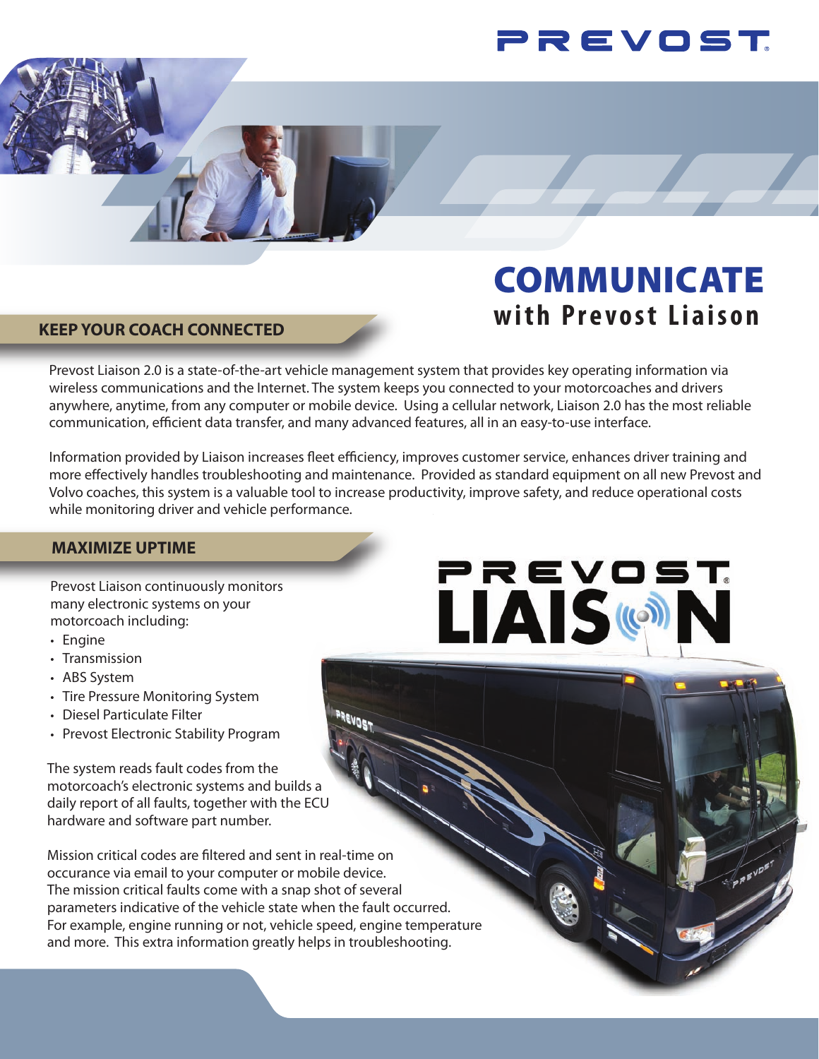# COMMUNICATE
## with Prevost Liaison

### KEEP YOUR COACH CONNECTED

Prevost Liaison 2.0 is a state-of-the-art vehicle management system that provides key operating information via wireless communications and the Internet. The system keeps you connected to your motorcoaches and drivers anywhere, anytime, from any computer or mobile device. Using a cellular network, Liaison 2.0 has the most reliable communication, efficient data transfer, and many advanced features, all in an easy-to-use interface.

Information provided by Liaison increases fleet efficiency, improves customer service, enhances driver training and more effectively handles troubleshooting and maintenance. Provided as standard equipment on all new Prevost and Volvo coaches, this system is a valuable tool to increase productivity, improve safety, and reduce operational costs while monitoring driver and vehicle performance.

### MAXIMIZE UPTIME

Prevost Liaison continuously monitors many electronic systems on your motorcoach including:

- Engine
- Transmission
- ABS System
- Tire Pressure Monitoring System
- Diesel Particulate Filter
- Prevost Electronic Stability Program

The system reads fault codes from the motorcoach's electronic systems and builds a daily report of all faults, together with the ECU hardware and software part number.

Mission critical codes are filtered and sent in real-time on occurance via email to your computer or mobile device. The mission critical faults come with a snap shot of several parameters indicative of the vehicle state when the fault occurred. For example, engine running or not, vehicle speed, engine temperature and more. This extra information greatly helps in troubleshooting.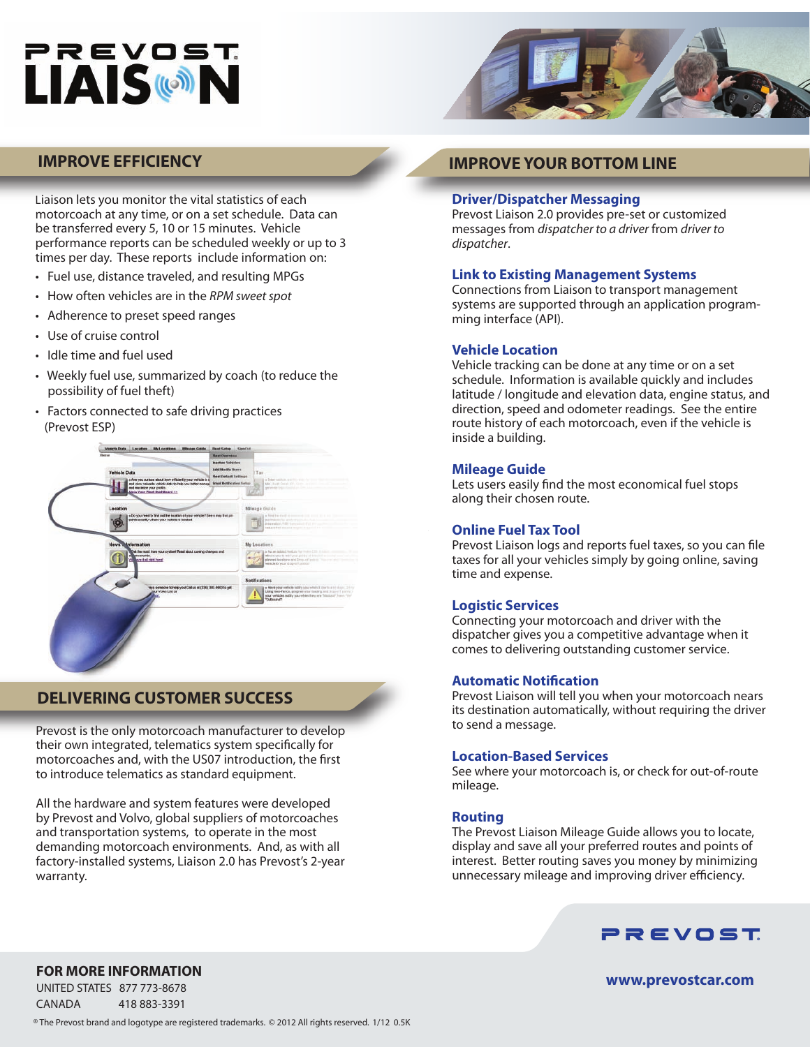# PREVOST LIAISON

## IMPROVE EFFICIENCY

Liaison lets you monitor the vital statistics of each motorcoach at any time, or on a set schedule. Data can be transferred every 5, 10 or 15 minutes. Vehicle performance reports can be scheduled weekly or up to 3 times per day. These reports include information on:

- Fuel use, distance traveled, and resulting MPGs
- How often vehicles are in the *RPM sweet spot*
- Adherence to preset speed ranges
- Use of cruise control
- Idle time and fuel used
- Weekly fuel use, summarized by coach (to reduce the possibility of fuel theft)
- Factors connected to safe driving practices (Prevost ESP)

## DELIVERING CUSTOMER SUCCESS

Prevost is the only motorcoach manufacturer to develop their own integrated, telematics system specifically for motorcoaches and, with the US07 introduction, the first to introduce telematics as standard equipment.

All the hardware and system features were developed by Prevost and Volvo, global suppliers of motorcoaches and transportation systems, to operate in the most demanding motorcoach environments. And, as with all factory-installed systems, Liaison 2.0 has Prevost's 2-year warranty.

## IMPROVE YOUR BOTTOM LINE

### Driver/Dispatcher Messaging

Prevost Liaison 2.0 provides pre-set or customized messages from *dispatcher to a driver* from *driver to dispatcher*.

### Link to Existing Management Systems

Connections from Liaison to transport management systems are supported through an application programming interface (API).

### Vehicle Location

Vehicle tracking can be done at any time or on a set schedule. Information is available quickly and includes latitude / longitude and elevation data, engine status, and direction, speed and odometer readings. See the entire route history of each motorcoach, even if the vehicle is inside a building.

### Mileage Guide

Lets users easily find the most economical fuel stops along their chosen route.

### Online Fuel Tax Tool

Prevost Liaison logs and reports fuel taxes, so you can file taxes for all your vehicles simply by going online, saving time and expense.

### Logistic Services

Connecting your motorcoach and driver with the dispatcher gives you a competitive advantage when it comes to delivering outstanding customer service.

### Automatic Notification

Prevost Liaison will tell you when your motorcoach nears its destination automatically, without requiring the driver to send a message.

### Location-Based Services

See where your motorcoach is, or check for out-of-route mileage.

### Routing

The Prevost Liaison Mileage Guide allows you to locate, display and save all your preferred routes and points of interest. Better routing saves you money by minimizing unnecessary mileage and improving driver efficiency.

PREVOST

**FOR MORE INFORMATION**

UNITED STATES 877 773-8678

CANADA 418 883-3391

**www.prevostcar.com**

® The Prevost brand and logotype are registered trademarks. © 2012 All rights reserved. 1/12 0.5K